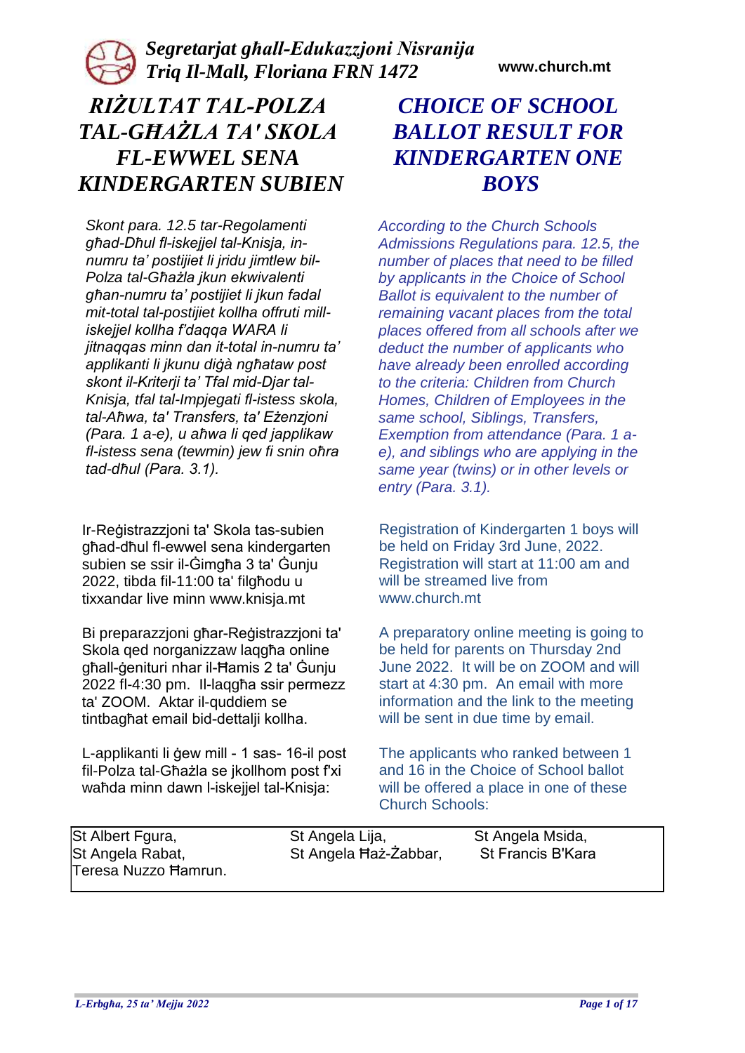*Segretarjat għall-Edukazzjoni Nisranija*
*Triq Il-Mall, Floriana FRN 1472*

**www.church.mt**

# *RIŻULTAT TAL-POLZA TAL-GĦAŻLA TA' SKOLA FL-EWWEL SENA KINDERGARTEN SUBIEN*

*Skont para. 12.5 tar-Regolamenti għad-Dħul fl-iskejjel tal-Knisja, in-numru ta' postijiet li jridu jimtlew bil-Polza tal-Għażla jkun ekwivalenti għan-numru ta' postijiet li jkun fadal mit-total tal-postijiet kollha offruti mill-iskejjel kollha f'daqqa WARA li jitnaqqas minn dan it-total in-numru ta' applikanti li jkunu diġà ngħataw post skont il-Kriterji ta' Tfal mid-Djar tal-Knisja, tfal tal-Impjegati fl-istess skola, tal-Aħwa, ta' Transfers, ta' Eżenzjoni (Para. 1 a-e), u aħwa li qed japplikaw fl-istess sena (tewmin) jew fi snin oħra tad-dħul (Para. 3.1).*

Ir-Reġistrazzjoni ta' Skola tas-subien għad-dħul fl-ewwel sena kindergarten subien se ssir il-Ġimgħa 3 ta' Ġunju 2022, tibda fil-11:00 ta' filgħodu u tixxandar live minn www.knisja.mt

Bi preparazzjoni għar-Reġistrazzjoni ta' Skola qed norganizzaw laqgħa online għall-ġenituri nhar il-Ħamis 2 ta' Ġunju 2022 fl-4:30 pm. Il-laqgħa ssir permezz ta' ZOOM. Aktar il-quddiem se tintbagħat email bid-dettalji kollha.

L-applikanti li ġew mill - 1 sas- 16-il post fil-Polza tal-Għażla se jkollhom post f'xi waħda minn dawn l-iskejjel tal-Knisja:

# *CHOICE OF SCHOOL BALLOT RESULT FOR KINDERGARTEN ONE BOYS*

*According to the Church Schools Admissions Regulations para. 12.5, the number of places that need to be filled by applicants in the Choice of School Ballot is equivalent to the number of remaining vacant places from the total places offered from all schools after we deduct the number of applicants who have already been enrolled according to the criteria: Children from Church Homes, Children of Employees in the same school, Siblings, Transfers, Exemption from attendance (Para. 1 a-e), and siblings who are applying in the same year (twins) or in other levels or entry (Para. 3.1).*

Registration of Kindergarten 1 boys will be held on Friday 3rd June, 2022. Registration will start at 11:00 am and will be streamed live from www.church.mt

A preparatory online meeting is going to be held for parents on Thursday 2nd June 2022. It will be on ZOOM and will start at 4:30 pm. An email with more information and the link to the meeting will be sent in due time by email.

The applicants who ranked between 1 and 16 in the Choice of School ballot will be offered a place in one of these Church Schools:

| | | |
|---|---|---|
| St Albert Fgura, | St Angela Lija, | St Angela Msida, |
| St Angela Rabat, | St Angela Ħaż-Żabbar, | St Francis B'Kara |
| Teresa Nuzzo Ħamrun. | | |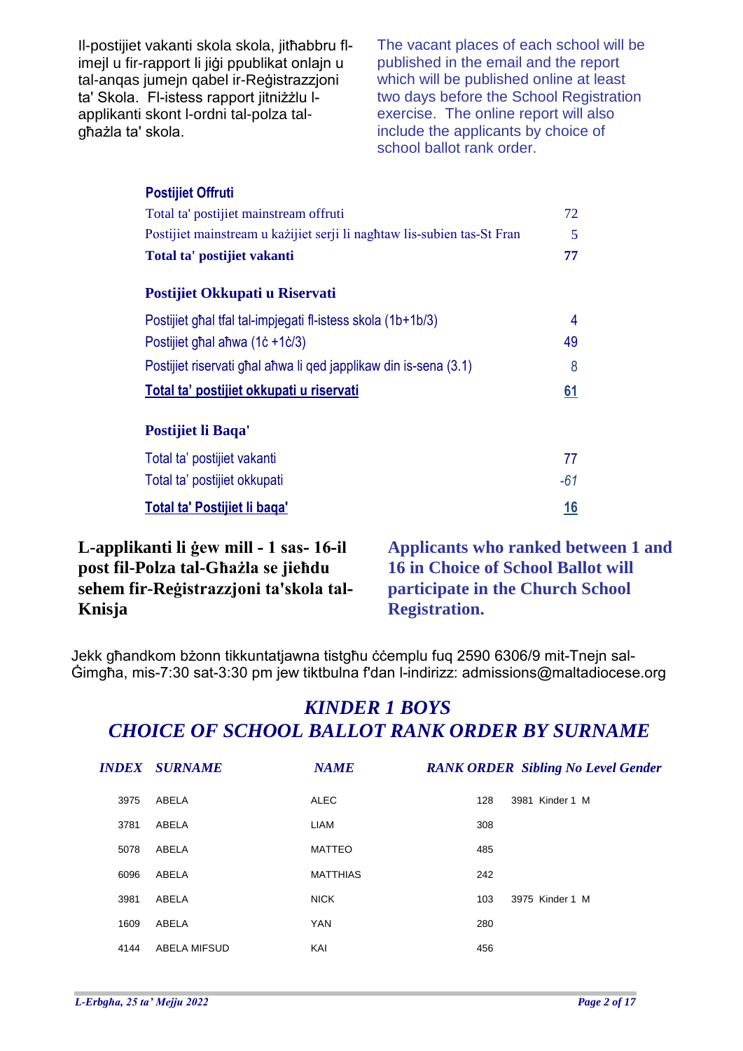Il-postijiet vakanti skola skola, jitħabbru fl-imejl u fir-rapport li jiġi ppublikat onlajn u tal-anqas jumejn qabel ir-Reġistrazzjoni ta' Skola. Fl-istess rapport jitniżżlu l-applikanti skont l-ordni tal-polza tal-għażla ta' skola.

The vacant places of each school will be published in the email and the report which will be published online at least two days before the School Registration exercise. The online report will also include the applicants by choice of school ballot rank order.

| **Postijiet Offruti** | |
|---|---|
| Total ta' postijiet mainstream offruti | 72 |
| Postijiet mainstream u każijiet serji li nagħtaw lis-subien tas-St Fran | 5 |
| **Total ta' postijiet vakanti** | **77** |
| **Postijiet Okkupati u Riservati** | |
| Postijiet għal tfal tal-impjegati fl-istess skola (1b+1b/3) | 4 |
| Postijiet għal aħwa (1ċ +1ċ/3) | 49 |
| Postijiet riservati għal aħwa li qed japplikaw din is-sena (3.1) | 8 |
| **Total ta' postijiet okkupati u riservati** | **61** |
| **Postijiet li Baqa'** | |
| Total ta' postijiet vakanti | 77 |
| Total ta' postijiet okkupati | *-61* |
| **Total ta' Postijiet li baqa'** | **16** |

**L-applikanti li ġew mill - 1 sas- 16-il post fil-Polza tal-Għażla se jieħdu sehem fir-Reġistrazzjoni ta'skola tal-Knisja**

**Applicants who ranked between 1 and 16 in Choice of School Ballot will participate in the Church School Registration.**

Jekk għandkom bżonn tikkuntatjawna tistgħu ċċemplu fuq 2590 6306/9 mit-Tnejn sal-Ġimgħa, mis-7:30 sat-3:30 pm jew tiktbulna f'dan l-indirizz: admissions@maltadiocese.org

## *KINDER 1 BOYS*
## *CHOICE OF SCHOOL BALLOT RANK ORDER BY SURNAME*

| *INDEX* | *SURNAME* | *NAME* | *RANK ORDER* | *Sibling No* | *Level* | *Gender* |
|---|---|---|---|---|---|---|
| 3975 | ABELA | ALEC | 128 | 3981 | Kinder 1 | M |
| 3781 | ABELA | LIAM | 308 | | | |
| 5078 | ABELA | MATTEO | 485 | | | |
| 6096 | ABELA | MATTHIAS | 242 | | | |
| 3981 | ABELA | NICK | 103 | 3975 | Kinder 1 | M |
| 1609 | ABELA | YAN | 280 | | | |
| 4144 | ABELA MIFSUD | KAI | 456 | | | |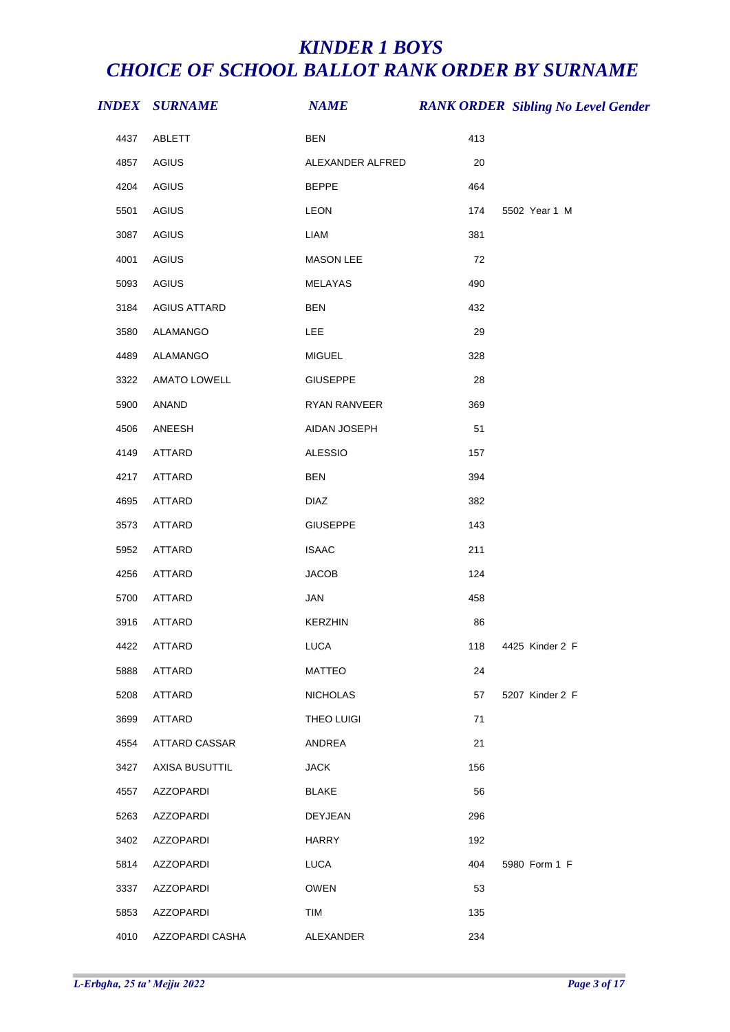# KINDER 1 BOYS
# CHOICE OF SCHOOL BALLOT RANK ORDER BY SURNAME

| INDEX | SURNAME | NAME | RANK ORDER | Sibling No Level Gender |
|---|---|---|---|---|
| 4437 | ABLETT | BEN | 413 | |
| 4857 | AGIUS | ALEXANDER ALFRED | 20 | |
| 4204 | AGIUS | BEPPE | 464 | |
| 5501 | AGIUS | LEON | 174 | 5502 Year 1 M |
| 3087 | AGIUS | LIAM | 381 | |
| 4001 | AGIUS | MASON LEE | 72 | |
| 5093 | AGIUS | MELAYAS | 490 | |
| 3184 | AGIUS ATTARD | BEN | 432 | |
| 3580 | ALAMANGO | LEE | 29 | |
| 4489 | ALAMANGO | MIGUEL | 328 | |
| 3322 | AMATO LOWELL | GIUSEPPE | 28 | |
| 5900 | ANAND | RYAN RANVEER | 369 | |
| 4506 | ANEESH | AIDAN JOSEPH | 51 | |
| 4149 | ATTARD | ALESSIO | 157 | |
| 4217 | ATTARD | BEN | 394 | |
| 4695 | ATTARD | DIAZ | 382 | |
| 3573 | ATTARD | GIUSEPPE | 143 | |
| 5952 | ATTARD | ISAAC | 211 | |
| 4256 | ATTARD | JACOB | 124 | |
| 5700 | ATTARD | JAN | 458 | |
| 3916 | ATTARD | KERZHIN | 86 | |
| 4422 | ATTARD | LUCA | 118 | 4425 Kinder 2 F |
| 5888 | ATTARD | MATTEO | 24 | |
| 5208 | ATTARD | NICHOLAS | 57 | 5207 Kinder 2 F |
| 3699 | ATTARD | THEO LUIGI | 71 | |
| 4554 | ATTARD CASSAR | ANDREA | 21 | |
| 3427 | AXISA BUSUTTIL | JACK | 156 | |
| 4557 | AZZOPARDI | BLAKE | 56 | |
| 5263 | AZZOPARDI | DEYJEAN | 296 | |
| 3402 | AZZOPARDI | HARRY | 192 | |
| 5814 | AZZOPARDI | LUCA | 404 | 5980 Form 1 F |
| 3337 | AZZOPARDI | OWEN | 53 | |
| 5853 | AZZOPARDI | TIM | 135 | |
| 4010 | AZZOPARDI CASHA | ALEXANDER | 234 | |

*L-Erbgħa, 25 ta' Mejju 2022*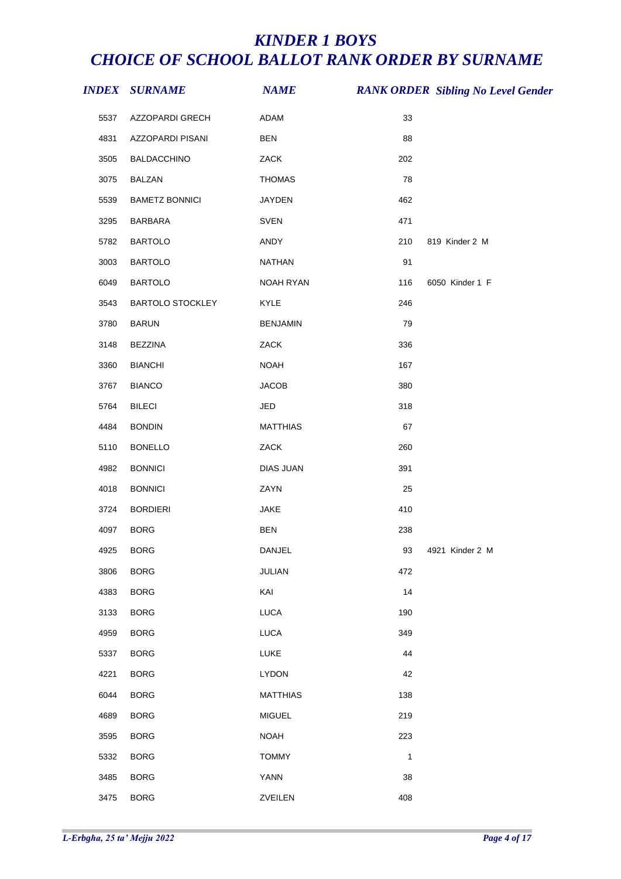# *KINDER 1 BOYS*
# *CHOICE OF SCHOOL BALLOT RANK ORDER BY SURNAME*

| *INDEX* | *SURNAME* | *NAME* | *RANK ORDER* | *Sibling No* | *Level* | *Gender* |
|---|---|---|---|---|---|---|
| 5537 | AZZOPARDI GRECH | ADAM | 33 | | | |
| 4831 | AZZOPARDI PISANI | BEN | 88 | | | |
| 3505 | BALDACCHINO | ZACK | 202 | | | |
| 3075 | BALZAN | THOMAS | 78 | | | |
| 5539 | BAMETZ BONNICI | JAYDEN | 462 | | | |
| 3295 | BARBARA | SVEN | 471 | | | |
| 5782 | BARTOLO | ANDY | 210 | 819 | Kinder 2 | M |
| 3003 | BARTOLO | NATHAN | 91 | | | |
| 6049 | BARTOLO | NOAH RYAN | 116 | 6050 | Kinder 1 | F |
| 3543 | BARTOLO STOCKLEY | KYLE | 246 | | | |
| 3780 | BARUN | BENJAMIN | 79 | | | |
| 3148 | BEZZINA | ZACK | 336 | | | |
| 3360 | BIANCHI | NOAH | 167 | | | |
| 3767 | BIANCO | JACOB | 380 | | | |
| 5764 | BILECI | JED | 318 | | | |
| 4484 | BONDIN | MATTHIAS | 67 | | | |
| 5110 | BONELLO | ZACK | 260 | | | |
| 4982 | BONNICI | DIAS JUAN | 391 | | | |
| 4018 | BONNICI | ZAYN | 25 | | | |
| 3724 | BORDIERI | JAKE | 410 | | | |
| 4097 | BORG | BEN | 238 | | | |
| 4925 | BORG | DANJEL | 93 | 4921 | Kinder 2 | M |
| 3806 | BORG | JULIAN | 472 | | | |
| 4383 | BORG | KAI | 14 | | | |
| 3133 | BORG | LUCA | 190 | | | |
| 4959 | BORG | LUCA | 349 | | | |
| 5337 | BORG | LUKE | 44 | | | |
| 4221 | BORG | LYDON | 42 | | | |
| 6044 | BORG | MATTHIAS | 138 | | | |
| 4689 | BORG | MIGUEL | 219 | | | |
| 3595 | BORG | NOAH | 223 | | | |
| 5332 | BORG | TOMMY | 1 | | | |
| 3485 | BORG | YANN | 38 | | | |
| 3475 | BORG | ZVEILEN | 408 | | | |

*L-Erbgħa, 25 ta' Mejju 2022*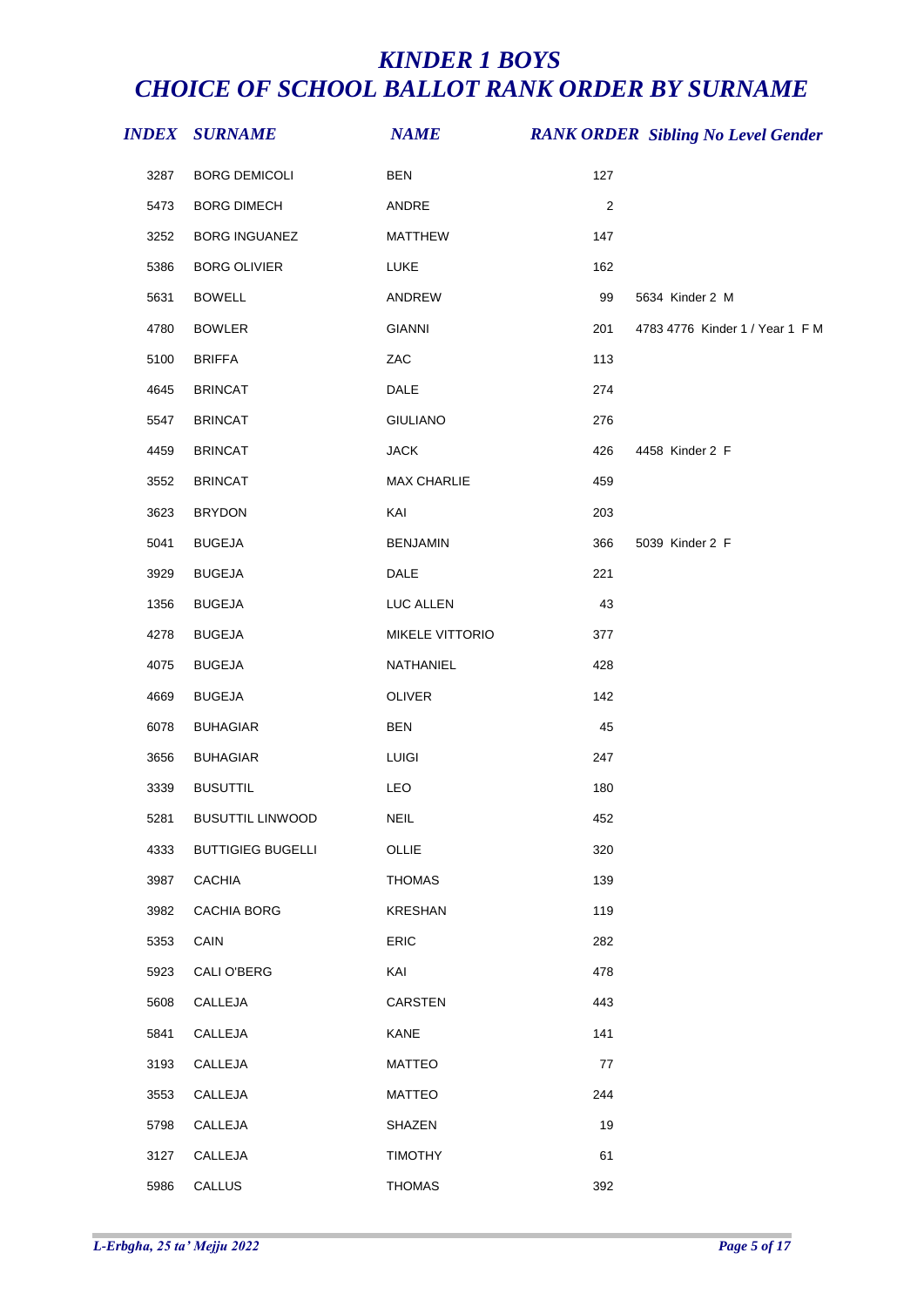# KINDER 1 BOYS
# CHOICE OF SCHOOL BALLOT RANK ORDER BY SURNAME

| INDEX | SURNAME | NAME | RANK ORDER | Sibling No Level Gender |
|---|---|---|---|---|
| 3287 | BORG DEMICOLI | BEN | 127 | |
| 5473 | BORG DIMECH | ANDRE | 2 | |
| 3252 | BORG INGUANEZ | MATTHEW | 147 | |
| 5386 | BORG OLIVIER | LUKE | 162 | |
| 5631 | BOWELL | ANDREW | 99 | 5634 Kinder 2 M |
| 4780 | BOWLER | GIANNI | 201 | 4783 4776 Kinder 1 / Year 1 F M |
| 5100 | BRIFFA | ZAC | 113 | |
| 4645 | BRINCAT | DALE | 274 | |
| 5547 | BRINCAT | GIULIANO | 276 | |
| 4459 | BRINCAT | JACK | 426 | 4458 Kinder 2 F |
| 3552 | BRINCAT | MAX CHARLIE | 459 | |
| 3623 | BRYDON | KAI | 203 | |
| 5041 | BUGEJA | BENJAMIN | 366 | 5039 Kinder 2 F |
| 3929 | BUGEJA | DALE | 221 | |
| 1356 | BUGEJA | LUC ALLEN | 43 | |
| 4278 | BUGEJA | MIKELE VITTORIO | 377 | |
| 4075 | BUGEJA | NATHANIEL | 428 | |
| 4669 | BUGEJA | OLIVER | 142 | |
| 6078 | BUHAGIAR | BEN | 45 | |
| 3656 | BUHAGIAR | LUIGI | 247 | |
| 3339 | BUSUTTIL | LEO | 180 | |
| 5281 | BUSUTTIL LINWOOD | NEIL | 452 | |
| 4333 | BUTTIGIEG BUGELLI | OLLIE | 320 | |
| 3987 | CACHIA | THOMAS | 139 | |
| 3982 | CACHIA BORG | KRESHAN | 119 | |
| 5353 | CAIN | ERIC | 282 | |
| 5923 | CALI O'BERG | KAI | 478 | |
| 5608 | CALLEJA | CARSTEN | 443 | |
| 5841 | CALLEJA | KANE | 141 | |
| 3193 | CALLEJA | MATTEO | 77 | |
| 3553 | CALLEJA | MATTEO | 244 | |
| 5798 | CALLEJA | SHAZEN | 19 | |
| 3127 | CALLEJA | TIMOTHY | 61 | |
| 5986 | CALLUS | THOMAS | 392 | |

*L-Erbgha, 25 ta' Mejju 2022*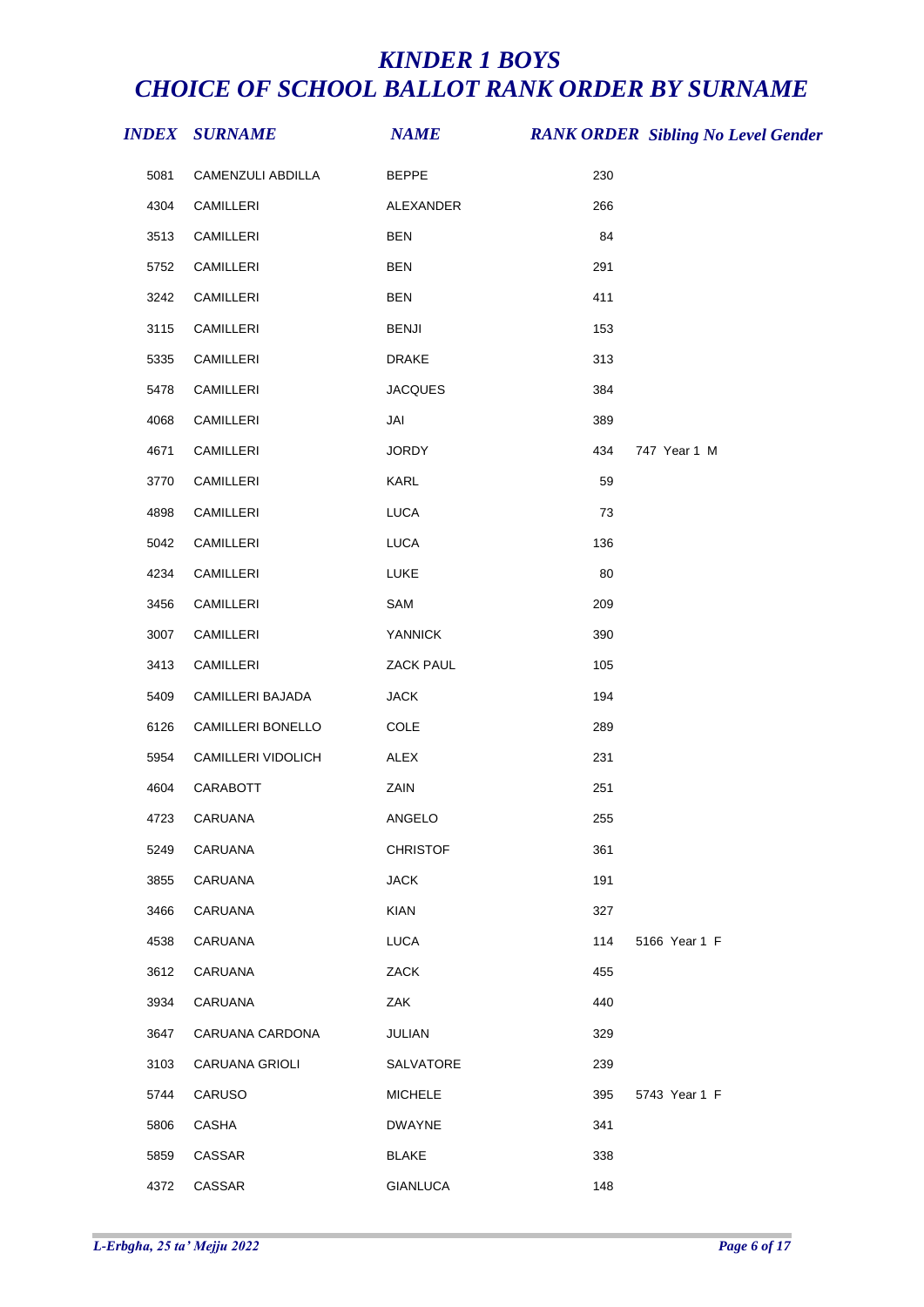# *KINDER 1 BOYS*
# *CHOICE OF SCHOOL BALLOT RANK ORDER BY SURNAME*

| *INDEX* | *SURNAME* | *NAME* | *RANK ORDER* | *Sibling No* | *Level* | *Gender* |
|---|---|---|---|---|---|---|
| 5081 | CAMENZULI ABDILLA | BEPPE | 230 | | | |
| 4304 | CAMILLERI | ALEXANDER | 266 | | | |
| 3513 | CAMILLERI | BEN | 84 | | | |
| 5752 | CAMILLERI | BEN | 291 | | | |
| 3242 | CAMILLERI | BEN | 411 | | | |
| 3115 | CAMILLERI | BENJI | 153 | | | |
| 5335 | CAMILLERI | DRAKE | 313 | | | |
| 5478 | CAMILLERI | JACQUES | 384 | | | |
| 4068 | CAMILLERI | JAI | 389 | | | |
| 4671 | CAMILLERI | JORDY | 434 | 747 | Year 1 | M |
| 3770 | CAMILLERI | KARL | 59 | | | |
| 4898 | CAMILLERI | LUCA | 73 | | | |
| 5042 | CAMILLERI | LUCA | 136 | | | |
| 4234 | CAMILLERI | LUKE | 80 | | | |
| 3456 | CAMILLERI | SAM | 209 | | | |
| 3007 | CAMILLERI | YANNICK | 390 | | | |
| 3413 | CAMILLERI | ZACK PAUL | 105 | | | |
| 5409 | CAMILLERI BAJADA | JACK | 194 | | | |
| 6126 | CAMILLERI BONELLO | COLE | 289 | | | |
| 5954 | CAMILLERI VIDOLICH | ALEX | 231 | | | |
| 4604 | CARABOTT | ZAIN | 251 | | | |
| 4723 | CARUANA | ANGELO | 255 | | | |
| 5249 | CARUANA | CHRISTOF | 361 | | | |
| 3855 | CARUANA | JACK | 191 | | | |
| 3466 | CARUANA | KIAN | 327 | | | |
| 4538 | CARUANA | LUCA | 114 | 5166 | Year 1 | F |
| 3612 | CARUANA | ZACK | 455 | | | |
| 3934 | CARUANA | ZAK | 440 | | | |
| 3647 | CARUANA CARDONA | JULIAN | 329 | | | |
| 3103 | CARUANA GRIOLI | SALVATORE | 239 | | | |
| 5744 | CARUSO | MICHELE | 395 | 5743 | Year 1 | F |
| 5806 | CASHA | DWAYNE | 341 | | | |
| 5859 | CASSAR | BLAKE | 338 | | | |
| 4372 | CASSAR | GIANLUCA | 148 | | | |

*L-Erbgha, 25 ta' Mejju 2022*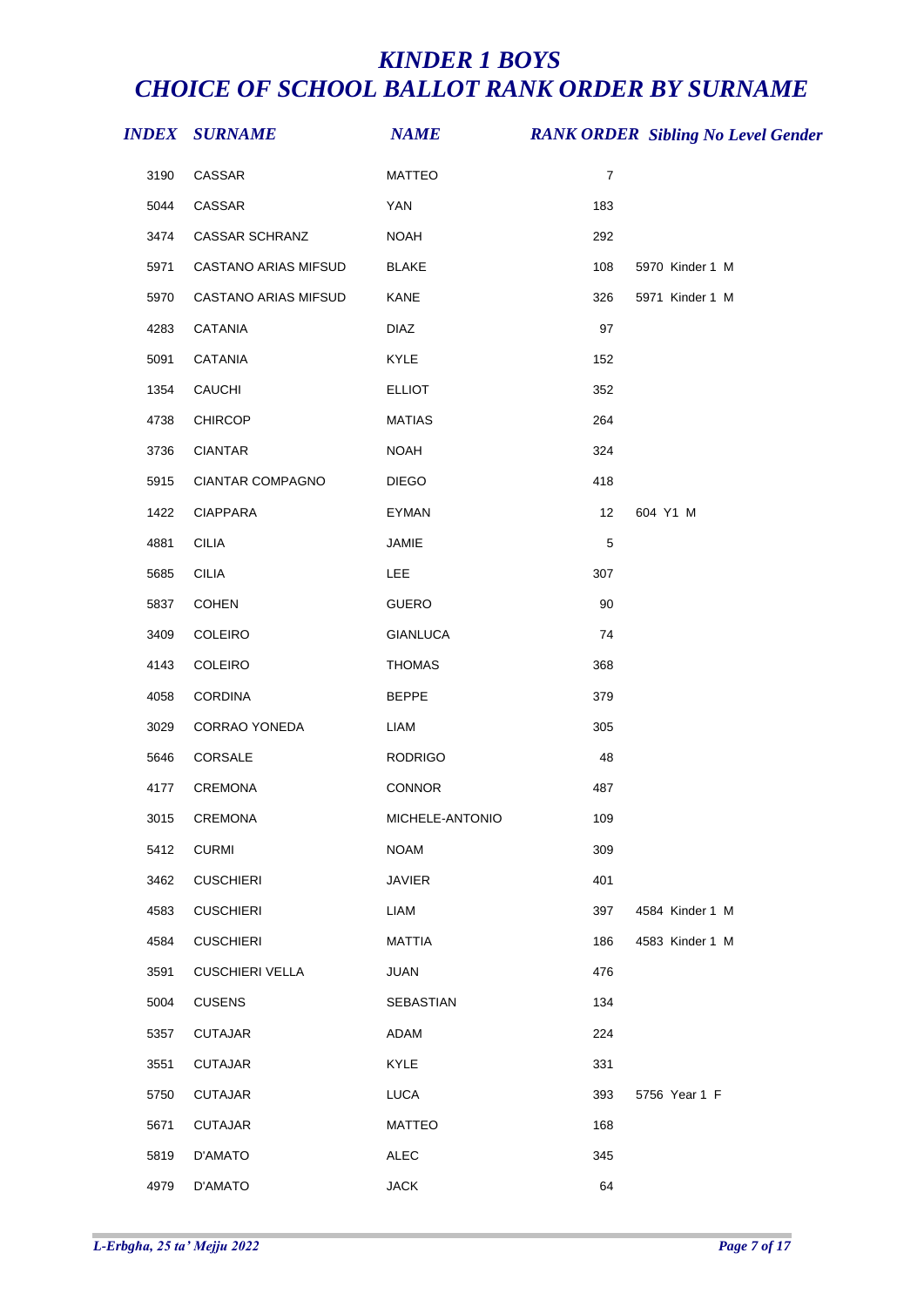# KINDER 1 BOYS
# CHOICE OF SCHOOL BALLOT RANK ORDER BY SURNAME

| INDEX | SURNAME | NAME | RANK ORDER | Sibling No Level Gender |
|---|---|---|---|---|
| 3190 | CASSAR | MATTEO | 7 | |
| 5044 | CASSAR | YAN | 183 | |
| 3474 | CASSAR SCHRANZ | NOAH | 292 | |
| 5971 | CASTANO ARIAS MIFSUD | BLAKE | 108 | 5970 Kinder 1 M |
| 5970 | CASTANO ARIAS MIFSUD | KANE | 326 | 5971 Kinder 1 M |
| 4283 | CATANIA | DIAZ | 97 | |
| 5091 | CATANIA | KYLE | 152 | |
| 1354 | CAUCHI | ELLIOT | 352 | |
| 4738 | CHIRCOP | MATIAS | 264 | |
| 3736 | CIANTAR | NOAH | 324 | |
| 5915 | CIANTAR COMPAGNO | DIEGO | 418 | |
| 1422 | CIAPPARA | EYMAN | 12 | 604 Y1 M |
| 4881 | CILIA | JAMIE | 5 | |
| 5685 | CILIA | LEE | 307 | |
| 5837 | COHEN | GUERO | 90 | |
| 3409 | COLEIRO | GIANLUCA | 74 | |
| 4143 | COLEIRO | THOMAS | 368 | |
| 4058 | CORDINA | BEPPE | 379 | |
| 3029 | CORRAO YONEDA | LIAM | 305 | |
| 5646 | CORSALE | RODRIGO | 48 | |
| 4177 | CREMONA | CONNOR | 487 | |
| 3015 | CREMONA | MICHELE-ANTONIO | 109 | |
| 5412 | CURMI | NOAM | 309 | |
| 3462 | CUSCHIERI | JAVIER | 401 | |
| 4583 | CUSCHIERI | LIAM | 397 | 4584 Kinder 1 M |
| 4584 | CUSCHIERI | MATTIA | 186 | 4583 Kinder 1 M |
| 3591 | CUSCHIERI VELLA | JUAN | 476 | |
| 5004 | CUSENS | SEBASTIAN | 134 | |
| 5357 | CUTAJAR | ADAM | 224 | |
| 3551 | CUTAJAR | KYLE | 331 | |
| 5750 | CUTAJAR | LUCA | 393 | 5756 Year 1 F |
| 5671 | CUTAJAR | MATTEO | 168 | |
| 5819 | D'AMATO | ALEC | 345 | |
| 4979 | D'AMATO | JACK | 64 | |

L-Erbgha, 25 ta' Mejju 2022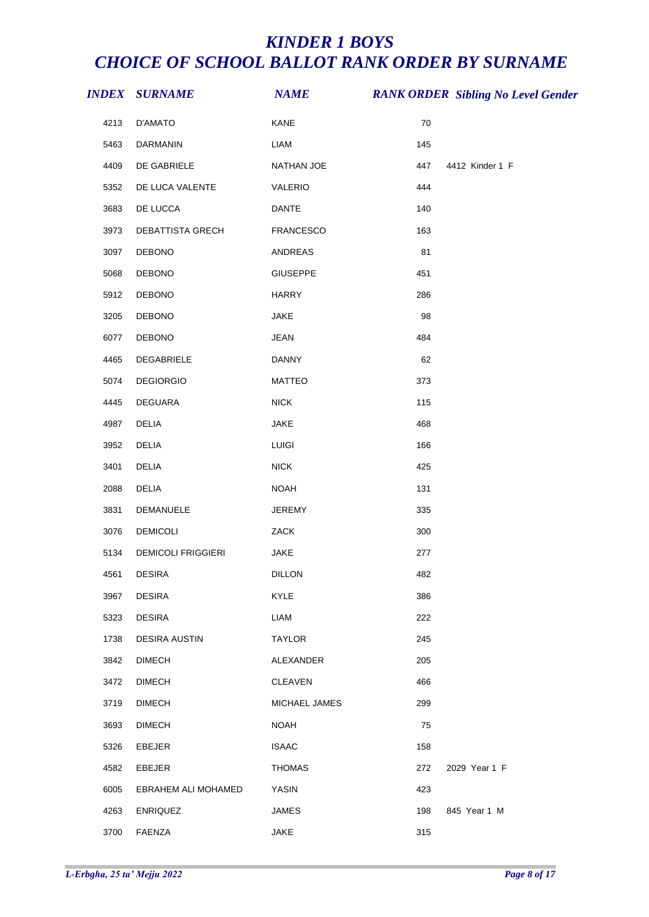# *KINDER 1 BOYS*
# *CHOICE OF SCHOOL BALLOT RANK ORDER BY SURNAME*

| *INDEX* | *SURNAME* | *NAME* | *RANK ORDER* | *Sibling No* | *Level* | *Gender* |
|---|---|---|---|---|---|---|
| 4213 | D'AMATO | KANE | 70 | | | |
| 5463 | DARMANIN | LIAM | 145 | | | |
| 4409 | DE GABRIELE | NATHAN JOE | 447 | 4412 | Kinder 1 | F |
| 5352 | DE LUCA VALENTE | VALERIO | 444 | | | |
| 3683 | DE LUCCA | DANTE | 140 | | | |
| 3973 | DEBATTISTA GRECH | FRANCESCO | 163 | | | |
| 3097 | DEBONO | ANDREAS | 81 | | | |
| 5068 | DEBONO | GIUSEPPE | 451 | | | |
| 5912 | DEBONO | HARRY | 286 | | | |
| 3205 | DEBONO | JAKE | 98 | | | |
| 6077 | DEBONO | JEAN | 484 | | | |
| 4465 | DEGABRIELE | DANNY | 62 | | | |
| 5074 | DEGIORGIO | MATTEO | 373 | | | |
| 4445 | DEGUARA | NICK | 115 | | | |
| 4987 | DELIA | JAKE | 468 | | | |
| 3952 | DELIA | LUIGI | 166 | | | |
| 3401 | DELIA | NICK | 425 | | | |
| 2088 | DELIA | NOAH | 131 | | | |
| 3831 | DEMANUELE | JEREMY | 335 | | | |
| 3076 | DEMICOLI | ZACK | 300 | | | |
| 5134 | DEMICOLI FRIGGIERI | JAKE | 277 | | | |
| 4561 | DESIRA | DILLON | 482 | | | |
| 3967 | DESIRA | KYLE | 386 | | | |
| 5323 | DESIRA | LIAM | 222 | | | |
| 1738 | DESIRA AUSTIN | TAYLOR | 245 | | | |
| 3842 | DIMECH | ALEXANDER | 205 | | | |
| 3472 | DIMECH | CLEAVEN | 466 | | | |
| 3719 | DIMECH | MICHAEL JAMES | 299 | | | |
| 3693 | DIMECH | NOAH | 75 | | | |
| 5326 | EBEJER | ISAAC | 158 | | | |
| 4582 | EBEJER | THOMAS | 272 | 2029 | Year 1 | F |
| 6005 | EBRAHEM ALI MOHAMED | YASIN | 423 | | | |
| 4263 | ENRIQUEZ | JAMES | 198 | 845 | Year 1 | M |
| 3700 | FAENZA | JAKE | 315 | | | |

*L-Erbgħa, 25 ta' Mejju 2022*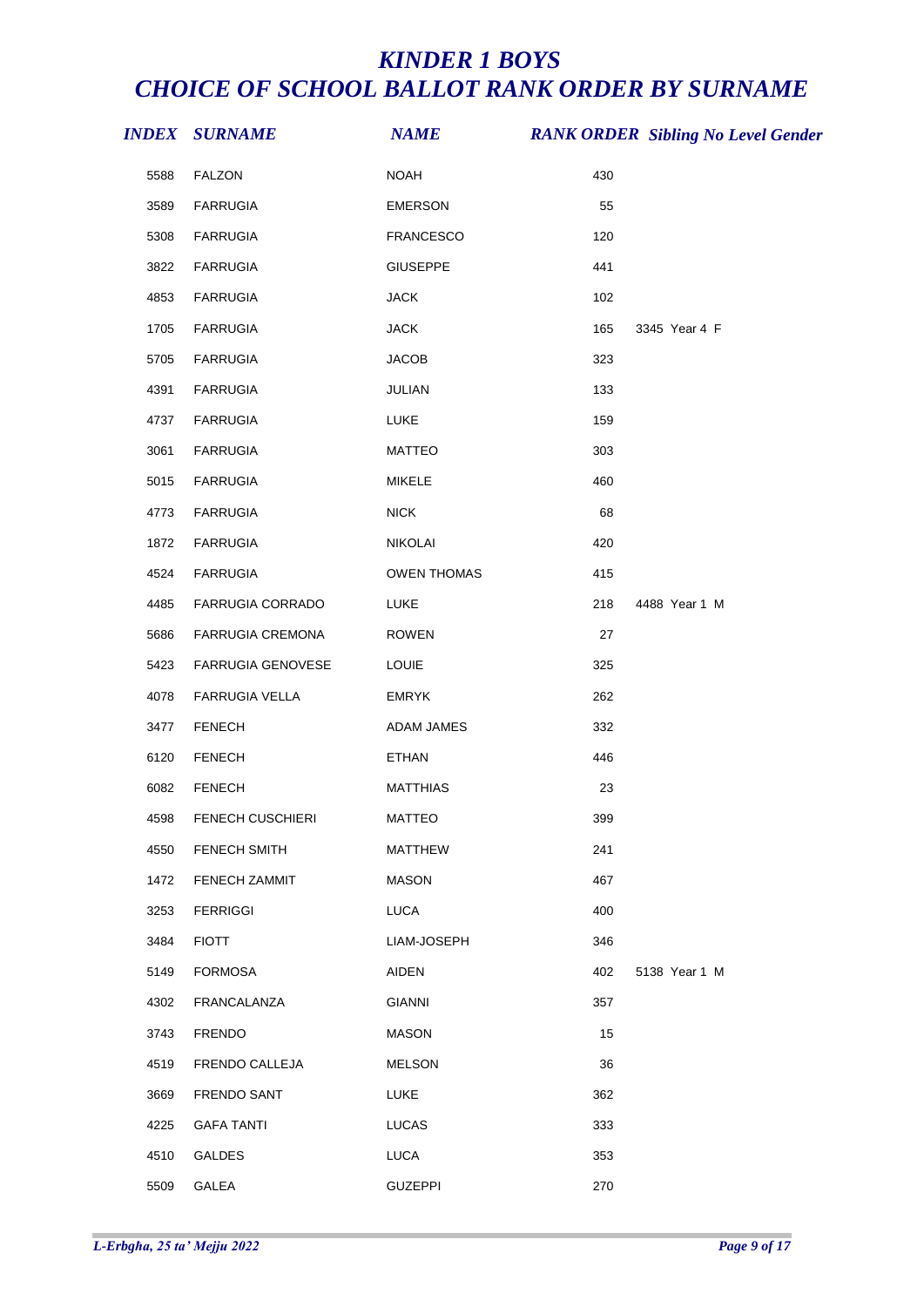# KINDER 1 BOYS
# CHOICE OF SCHOOL BALLOT RANK ORDER BY SURNAME

| INDEX | SURNAME | NAME | RANK ORDER | Sibling No | Level | Gender |
|---|---|---|---|---|---|---|
| 5588 | FALZON | NOAH | 430 | | | |
| 3589 | FARRUGIA | EMERSON | 55 | | | |
| 5308 | FARRUGIA | FRANCESCO | 120 | | | |
| 3822 | FARRUGIA | GIUSEPPE | 441 | | | |
| 4853 | FARRUGIA | JACK | 102 | | | |
| 1705 | FARRUGIA | JACK | 165 | 3345 | Year 4 | F |
| 5705 | FARRUGIA | JACOB | 323 | | | |
| 4391 | FARRUGIA | JULIAN | 133 | | | |
| 4737 | FARRUGIA | LUKE | 159 | | | |
| 3061 | FARRUGIA | MATTEO | 303 | | | |
| 5015 | FARRUGIA | MIKELE | 460 | | | |
| 4773 | FARRUGIA | NICK | 68 | | | |
| 1872 | FARRUGIA | NIKOLAI | 420 | | | |
| 4524 | FARRUGIA | OWEN THOMAS | 415 | | | |
| 4485 | FARRUGIA CORRADO | LUKE | 218 | 4488 | Year 1 | M |
| 5686 | FARRUGIA CREMONA | ROWEN | 27 | | | |
| 5423 | FARRUGIA GENOVESE | LOUIE | 325 | | | |
| 4078 | FARRUGIA VELLA | EMRYK | 262 | | | |
| 3477 | FENECH | ADAM JAMES | 332 | | | |
| 6120 | FENECH | ETHAN | 446 | | | |
| 6082 | FENECH | MATTHIAS | 23 | | | |
| 4598 | FENECH CUSCHIERI | MATTEO | 399 | | | |
| 4550 | FENECH SMITH | MATTHEW | 241 | | | |
| 1472 | FENECH ZAMMIT | MASON | 467 | | | |
| 3253 | FERRIGGI | LUCA | 400 | | | |
| 3484 | FIOTT | LIAM-JOSEPH | 346 | | | |
| 5149 | FORMOSA | AIDEN | 402 | 5138 | Year 1 | M |
| 4302 | FRANCALANZA | GIANNI | 357 | | | |
| 3743 | FRENDO | MASON | 15 | | | |
| 4519 | FRENDO CALLEJA | MELSON | 36 | | | |
| 3669 | FRENDO SANT | LUKE | 362 | | | |
| 4225 | GAFA TANTI | LUCAS | 333 | | | |
| 4510 | GALDES | LUCA | 353 | | | |
| 5509 | GALEA | GUZEPPI | 270 | | | |

*L-Erbgha, 25 ta' Mejju 2022*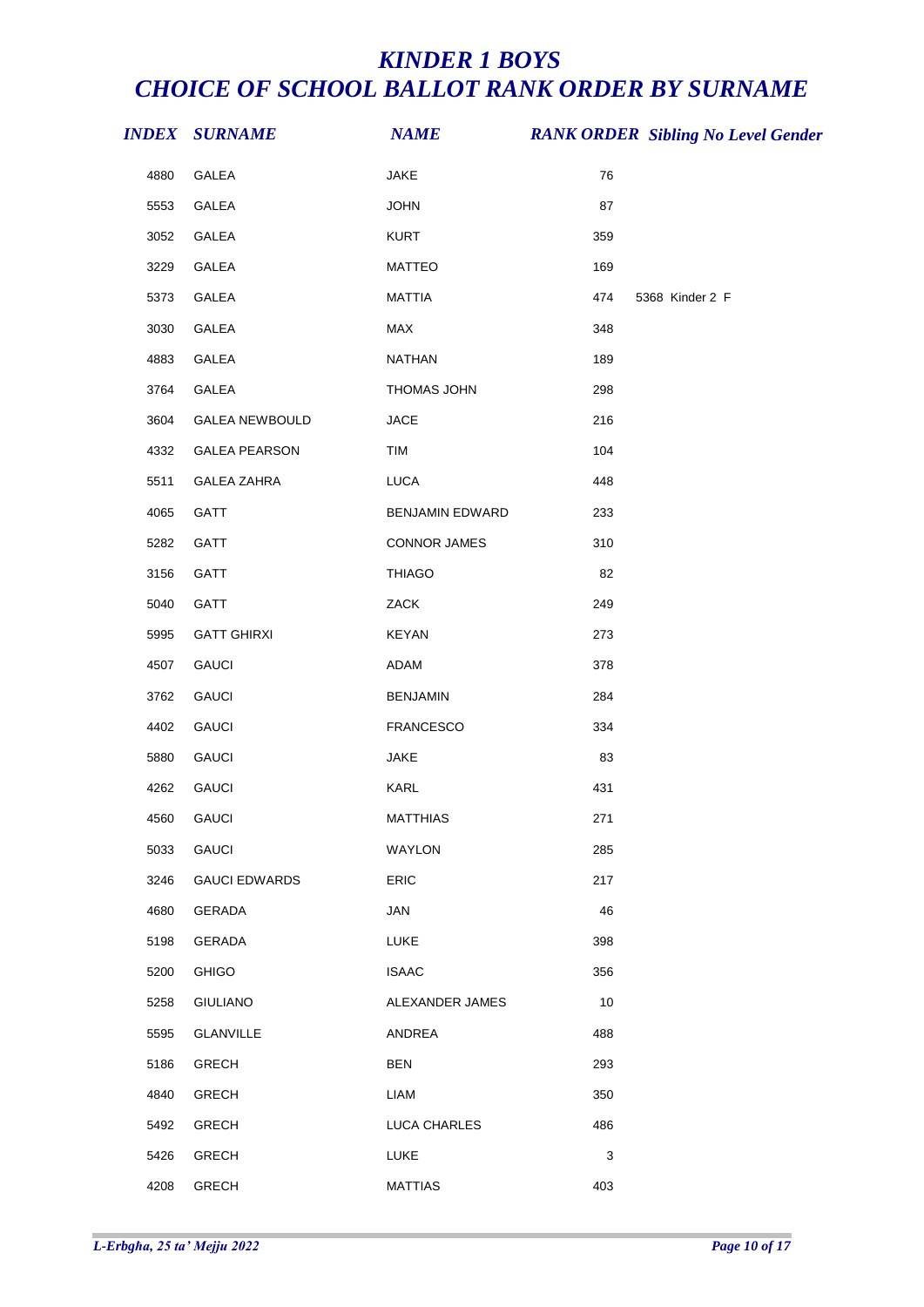# *KINDER 1 BOYS*
# *CHOICE OF SCHOOL BALLOT RANK ORDER BY SURNAME*

| *INDEX* | *SURNAME* | *NAME* | *RANK ORDER* | *Sibling No* | *Level* | *Gender* |
|---|---|---|---|---|---|---|
| 4880 | GALEA | JAKE | 76 | | | |
| 5553 | GALEA | JOHN | 87 | | | |
| 3052 | GALEA | KURT | 359 | | | |
| 3229 | GALEA | MATTEO | 169 | | | |
| 5373 | GALEA | MATTIA | 474 | 5368 | Kinder 2 | F |
| 3030 | GALEA | MAX | 348 | | | |
| 4883 | GALEA | NATHAN | 189 | | | |
| 3764 | GALEA | THOMAS JOHN | 298 | | | |
| 3604 | GALEA NEWBOULD | JACE | 216 | | | |
| 4332 | GALEA PEARSON | TIM | 104 | | | |
| 5511 | GALEA ZAHRA | LUCA | 448 | | | |
| 4065 | GATT | BENJAMIN EDWARD | 233 | | | |
| 5282 | GATT | CONNOR JAMES | 310 | | | |
| 3156 | GATT | THIAGO | 82 | | | |
| 5040 | GATT | ZACK | 249 | | | |
| 5995 | GATT GHIRXI | KEYAN | 273 | | | |
| 4507 | GAUCI | ADAM | 378 | | | |
| 3762 | GAUCI | BENJAMIN | 284 | | | |
| 4402 | GAUCI | FRANCESCO | 334 | | | |
| 5880 | GAUCI | JAKE | 83 | | | |
| 4262 | GAUCI | KARL | 431 | | | |
| 4560 | GAUCI | MATTHIAS | 271 | | | |
| 5033 | GAUCI | WAYLON | 285 | | | |
| 3246 | GAUCI EDWARDS | ERIC | 217 | | | |
| 4680 | GERADA | JAN | 46 | | | |
| 5198 | GERADA | LUKE | 398 | | | |
| 5200 | GHIGO | ISAAC | 356 | | | |
| 5258 | GIULIANO | ALEXANDER JAMES | 10 | | | |
| 5595 | GLANVILLE | ANDREA | 488 | | | |
| 5186 | GRECH | BEN | 293 | | | |
| 4840 | GRECH | LIAM | 350 | | | |
| 5492 | GRECH | LUCA CHARLES | 486 | | | |
| 5426 | GRECH | LUKE | 3 | | | |
| 4208 | GRECH | MATTIAS | 403 | | | |

*L-Erbgha, 25 ta' Mejju 2022*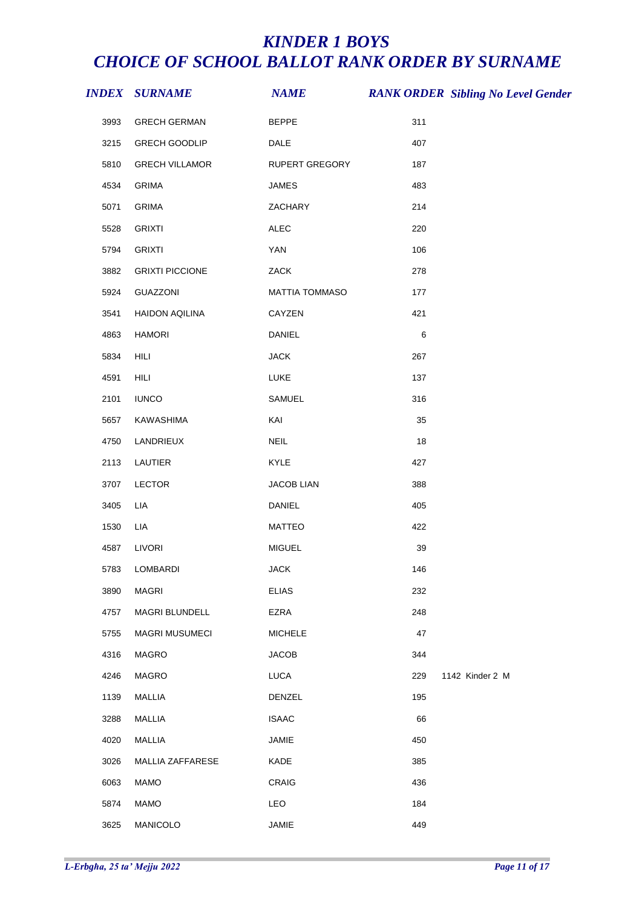# KINDER 1 BOYS
# CHOICE OF SCHOOL BALLOT RANK ORDER BY SURNAME

| INDEX | SURNAME | NAME | RANK ORDER | Sibling No | Level | Gender |
|---|---|---|---|---|---|---|
| 3993 | GRECH GERMAN | BEPPE | 311 | | | |
| 3215 | GRECH GOODLIP | DALE | 407 | | | |
| 5810 | GRECH VILLAMOR | RUPERT GREGORY | 187 | | | |
| 4534 | GRIMA | JAMES | 483 | | | |
| 5071 | GRIMA | ZACHARY | 214 | | | |
| 5528 | GRIXTI | ALEC | 220 | | | |
| 5794 | GRIXTI | YAN | 106 | | | |
| 3882 | GRIXTI PICCIONE | ZACK | 278 | | | |
| 5924 | GUAZZONI | MATTIA TOMMASO | 177 | | | |
| 3541 | HAIDON AQILINA | CAYZEN | 421 | | | |
| 4863 | HAMORI | DANIEL | 6 | | | |
| 5834 | HILI | JACK | 267 | | | |
| 4591 | HILI | LUKE | 137 | | | |
| 2101 | IUNCO | SAMUEL | 316 | | | |
| 5657 | KAWASHIMA | KAI | 35 | | | |
| 4750 | LANDRIEUX | NEIL | 18 | | | |
| 2113 | LAUTIER | KYLE | 427 | | | |
| 3707 | LECTOR | JACOB LIAN | 388 | | | |
| 3405 | LIA | DANIEL | 405 | | | |
| 1530 | LIA | MATTEO | 422 | | | |
| 4587 | LIVORI | MIGUEL | 39 | | | |
| 5783 | LOMBARDI | JACK | 146 | | | |
| 3890 | MAGRI | ELIAS | 232 | | | |
| 4757 | MAGRI BLUNDELL | EZRA | 248 | | | |
| 5755 | MAGRI MUSUMECI | MICHELE | 47 | | | |
| 4316 | MAGRO | JACOB | 344 | | | |
| 4246 | MAGRO | LUCA | 229 | 1142 | Kinder 2 | M |
| 1139 | MALLIA | DENZEL | 195 | | | |
| 3288 | MALLIA | ISAAC | 66 | | | |
| 4020 | MALLIA | JAMIE | 450 | | | |
| 3026 | MALLIA ZAFFARESE | KADE | 385 | | | |
| 6063 | MAMO | CRAIG | 436 | | | |
| 5874 | MAMO | LEO | 184 | | | |
| 3625 | MANICOLO | JAMIE | 449 | | | |

*L-Erbgha, 25 ta' Mejju 2022*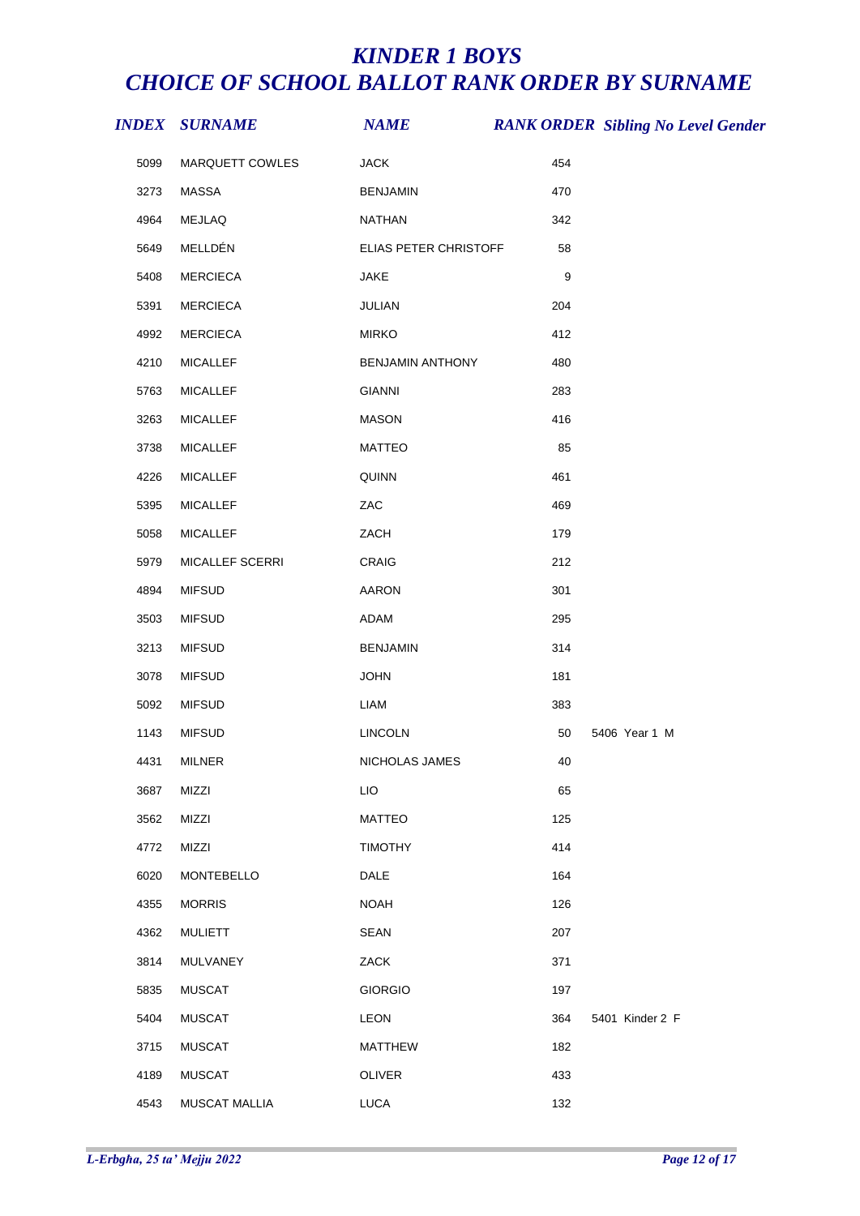# KINDER 1 BOYS
# CHOICE OF SCHOOL BALLOT RANK ORDER BY SURNAME

| INDEX | SURNAME | NAME | RANK ORDER | Sibling No | Level | Gender |
|---|---|---|---|---|---|---|
| 5099 | MARQUETT COWLES | JACK | 454 | | | |
| 3273 | MASSA | BENJAMIN | 470 | | | |
| 4964 | MEJLAQ | NATHAN | 342 | | | |
| 5649 | MELLDÉN | ELIAS PETER CHRISTOFF | 58 | | | |
| 5408 | MERCIECA | JAKE | 9 | | | |
| 5391 | MERCIECA | JULIAN | 204 | | | |
| 4992 | MERCIECA | MIRKO | 412 | | | |
| 4210 | MICALLEF | BENJAMIN ANTHONY | 480 | | | |
| 5763 | MICALLEF | GIANNI | 283 | | | |
| 3263 | MICALLEF | MASON | 416 | | | |
| 3738 | MICALLEF | MATTEO | 85 | | | |
| 4226 | MICALLEF | QUINN | 461 | | | |
| 5395 | MICALLEF | ZAC | 469 | | | |
| 5058 | MICALLEF | ZACH | 179 | | | |
| 5979 | MICALLEF SCERRI | CRAIG | 212 | | | |
| 4894 | MIFSUD | AARON | 301 | | | |
| 3503 | MIFSUD | ADAM | 295 | | | |
| 3213 | MIFSUD | BENJAMIN | 314 | | | |
| 3078 | MIFSUD | JOHN | 181 | | | |
| 5092 | MIFSUD | LIAM | 383 | | | |
| 1143 | MIFSUD | LINCOLN | 50 | 5406 | Year 1 | M |
| 4431 | MILNER | NICHOLAS JAMES | 40 | | | |
| 3687 | MIZZI | LIO | 65 | | | |
| 3562 | MIZZI | MATTEO | 125 | | | |
| 4772 | MIZZI | TIMOTHY | 414 | | | |
| 6020 | MONTEBELLO | DALE | 164 | | | |
| 4355 | MORRIS | NOAH | 126 | | | |
| 4362 | MULIETT | SEAN | 207 | | | |
| 3814 | MULVANEY | ZACK | 371 | | | |
| 5835 | MUSCAT | GIORGIO | 197 | | | |
| 5404 | MUSCAT | LEON | 364 | 5401 | Kinder 2 | F |
| 3715 | MUSCAT | MATTHEW | 182 | | | |
| 4189 | MUSCAT | OLIVER | 433 | | | |
| 4543 | MUSCAT MALLIA | LUCA | 132 | | | |

*L-Erbgħa, 25 ta' Mejju 2022*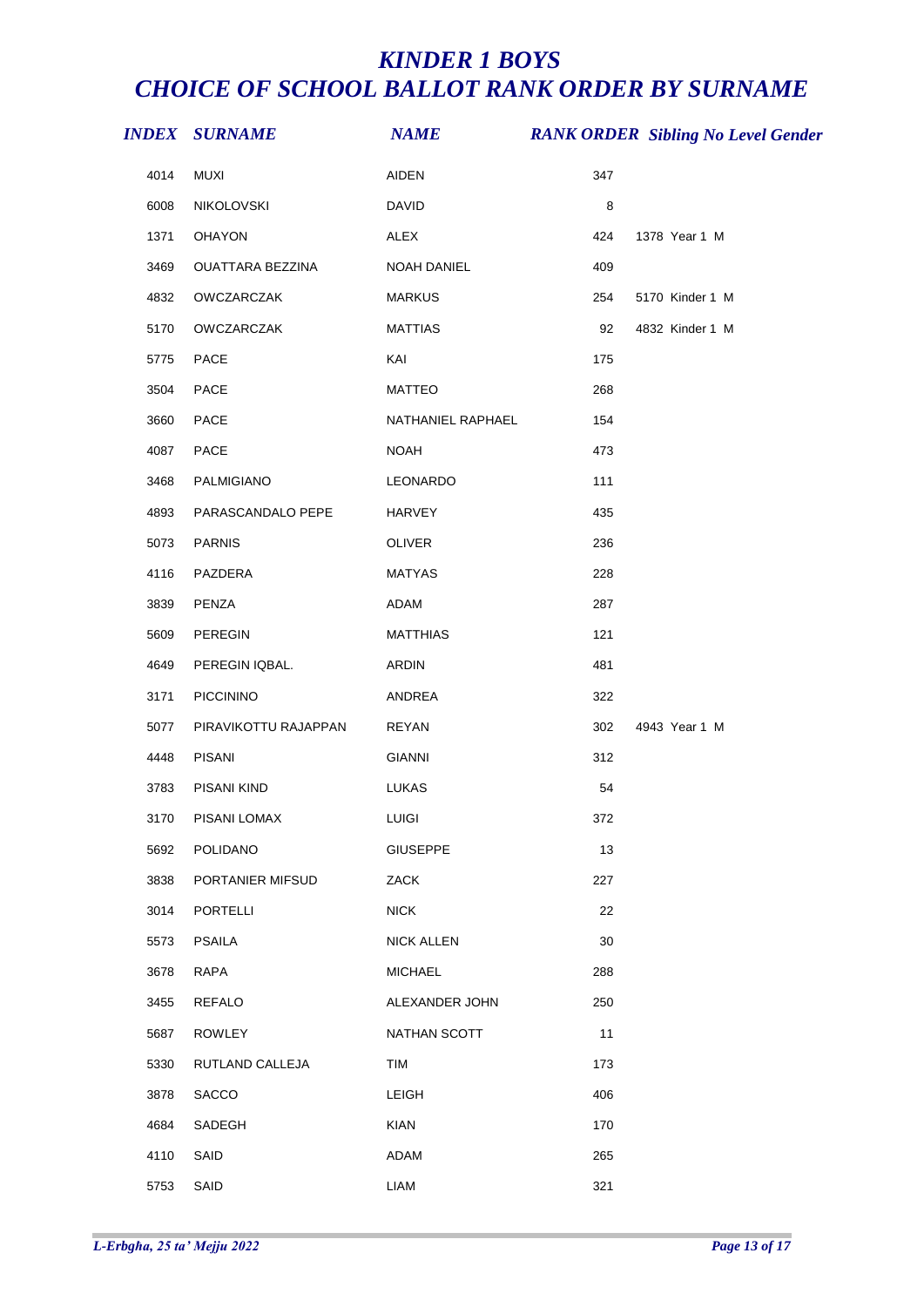# *KINDER 1 BOYS*
# *CHOICE OF SCHOOL BALLOT RANK ORDER BY SURNAME*

| INDEX | SURNAME | NAME | RANK ORDER | Sibling No | Level | Gender |
|---|---|---|---|---|---|---|
| 4014 | MUXI | AIDEN | 347 | | | |
| 6008 | NIKOLOVSKI | DAVID | 8 | | | |
| 1371 | OHAYON | ALEX | 424 | 1378 | Year 1 | M |
| 3469 | OUATTARA BEZZINA | NOAH DANIEL | 409 | | | |
| 4832 | OWCZARCZAK | MARKUS | 254 | 5170 | Kinder 1 | M |
| 5170 | OWCZARCZAK | MATTIAS | 92 | 4832 | Kinder 1 | M |
| 5775 | PACE | KAI | 175 | | | |
| 3504 | PACE | MATTEO | 268 | | | |
| 3660 | PACE | NATHANIEL RAPHAEL | 154 | | | |
| 4087 | PACE | NOAH | 473 | | | |
| 3468 | PALMIGIANO | LEONARDO | 111 | | | |
| 4893 | PARASCANDALO PEPE | HARVEY | 435 | | | |
| 5073 | PARNIS | OLIVER | 236 | | | |
| 4116 | PAZDERA | MATYAS | 228 | | | |
| 3839 | PENZA | ADAM | 287 | | | |
| 5609 | PEREGIN | MATTHIAS | 121 | | | |
| 4649 | PEREGIN IQBAL. | ARDIN | 481 | | | |
| 3171 | PICCININO | ANDREA | 322 | | | |
| 5077 | PIRAVIKOTTU RAJAPPAN | REYAN | 302 | 4943 | Year 1 | M |
| 4448 | PISANI | GIANNI | 312 | | | |
| 3783 | PISANI KIND | LUKAS | 54 | | | |
| 3170 | PISANI LOMAX | LUIGI | 372 | | | |
| 5692 | POLIDANO | GIUSEPPE | 13 | | | |
| 3838 | PORTANIER MIFSUD | ZACK | 227 | | | |
| 3014 | PORTELLI | NICK | 22 | | | |
| 5573 | PSAILA | NICK ALLEN | 30 | | | |
| 3678 | RAPA | MICHAEL | 288 | | | |
| 3455 | REFALO | ALEXANDER JOHN | 250 | | | |
| 5687 | ROWLEY | NATHAN SCOTT | 11 | | | |
| 5330 | RUTLAND CALLEJA | TIM | 173 | | | |
| 3878 | SACCO | LEIGH | 406 | | | |
| 4684 | SADEGH | KIAN | 170 | | | |
| 4110 | SAID | ADAM | 265 | | | |
| 5753 | SAID | LIAM | 321 | | | |

*L-Erbgħa, 25 ta' Mejju 2022*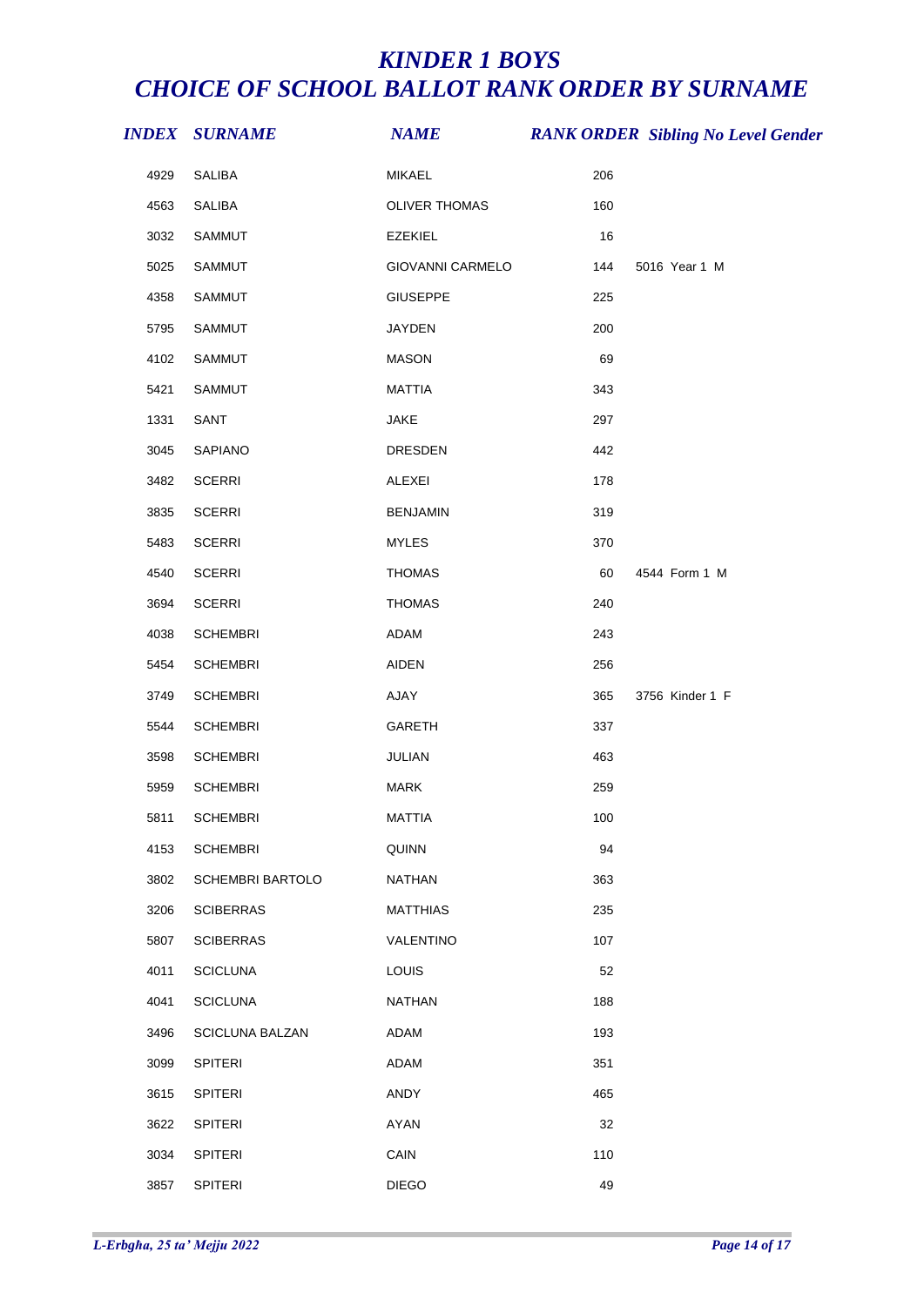# *KINDER 1 BOYS*
# *CHOICE OF SCHOOL BALLOT RANK ORDER BY SURNAME*

| *INDEX* | *SURNAME* | *NAME* | *RANK ORDER* | *Sibling No* | *Level* | *Gender* |
|---|---|---|---|---|---|---|
| 4929 | SALIBA | MIKAEL | 206 | | | |
| 4563 | SALIBA | OLIVER THOMAS | 160 | | | |
| 3032 | SAMMUT | EZEKIEL | 16 | | | |
| 5025 | SAMMUT | GIOVANNI CARMELO | 144 | 5016 | Year 1 | M |
| 4358 | SAMMUT | GIUSEPPE | 225 | | | |
| 5795 | SAMMUT | JAYDEN | 200 | | | |
| 4102 | SAMMUT | MASON | 69 | | | |
| 5421 | SAMMUT | MATTIA | 343 | | | |
| 1331 | SANT | JAKE | 297 | | | |
| 3045 | SAPIANO | DRESDEN | 442 | | | |
| 3482 | SCERRI | ALEXEI | 178 | | | |
| 3835 | SCERRI | BENJAMIN | 319 | | | |
| 5483 | SCERRI | MYLES | 370 | | | |
| 4540 | SCERRI | THOMAS | 60 | 4544 | Form 1 | M |
| 3694 | SCERRI | THOMAS | 240 | | | |
| 4038 | SCHEMBRI | ADAM | 243 | | | |
| 5454 | SCHEMBRI | AIDEN | 256 | | | |
| 3749 | SCHEMBRI | AJAY | 365 | 3756 | Kinder 1 | F |
| 5544 | SCHEMBRI | GARETH | 337 | | | |
| 3598 | SCHEMBRI | JULIAN | 463 | | | |
| 5959 | SCHEMBRI | MARK | 259 | | | |
| 5811 | SCHEMBRI | MATTIA | 100 | | | |
| 4153 | SCHEMBRI | QUINN | 94 | | | |
| 3802 | SCHEMBRI BARTOLO | NATHAN | 363 | | | |
| 3206 | SCIBERRAS | MATTHIAS | 235 | | | |
| 5807 | SCIBERRAS | VALENTINO | 107 | | | |
| 4011 | SCICLUNA | LOUIS | 52 | | | |
| 4041 | SCICLUNA | NATHAN | 188 | | | |
| 3496 | SCICLUNA BALZAN | ADAM | 193 | | | |
| 3099 | SPITERI | ADAM | 351 | | | |
| 3615 | SPITERI | ANDY | 465 | | | |
| 3622 | SPITERI | AYAN | 32 | | | |
| 3034 | SPITERI | CAIN | 110 | | | |
| 3857 | SPITERI | DIEGO | 49 | | | |

*L-Erbgha, 25 ta' Mejju 2022*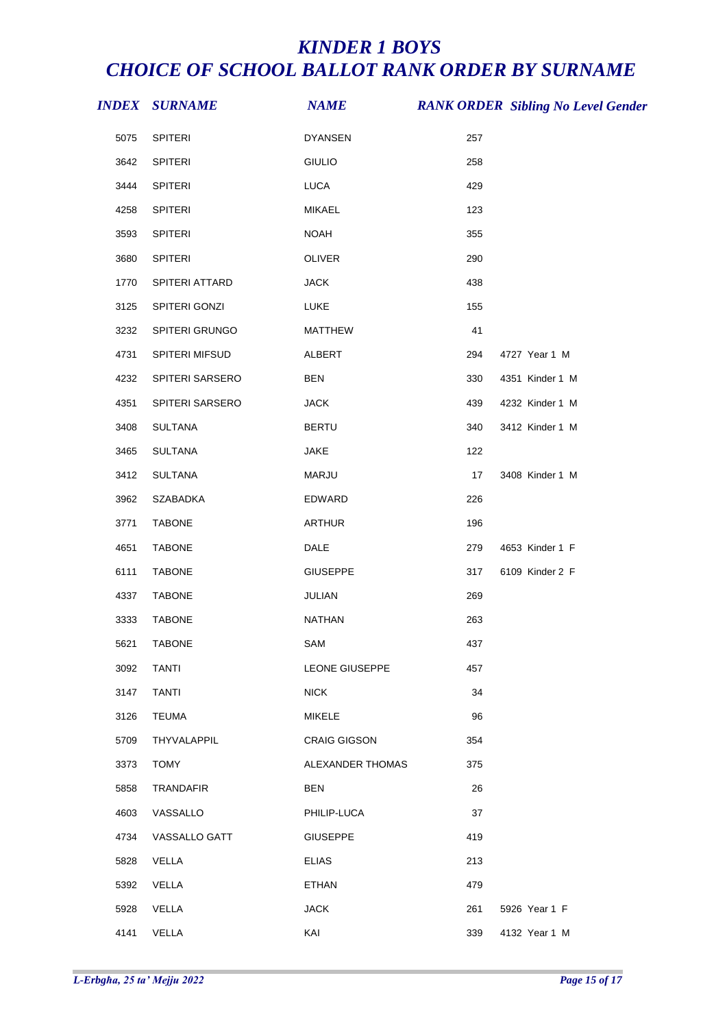# *KINDER 1 BOYS*
# *CHOICE OF SCHOOL BALLOT RANK ORDER BY SURNAME*

| INDEX | SURNAME | NAME | RANK ORDER | Sibling No Level Gender |
|---|---|---|---|---|
| 5075 | SPITERI | DYANSEN | 257 | |
| 3642 | SPITERI | GIULIO | 258 | |
| 3444 | SPITERI | LUCA | 429 | |
| 4258 | SPITERI | MIKAEL | 123 | |
| 3593 | SPITERI | NOAH | 355 | |
| 3680 | SPITERI | OLIVER | 290 | |
| 1770 | SPITERI ATTARD | JACK | 438 | |
| 3125 | SPITERI GONZI | LUKE | 155 | |
| 3232 | SPITERI GRUNGO | MATTHEW | 41 | |
| 4731 | SPITERI MIFSUD | ALBERT | 294 | 4727 Year 1 M |
| 4232 | SPITERI SARSERO | BEN | 330 | 4351 Kinder 1 M |
| 4351 | SPITERI SARSERO | JACK | 439 | 4232 Kinder 1 M |
| 3408 | SULTANA | BERTU | 340 | 3412 Kinder 1 M |
| 3465 | SULTANA | JAKE | 122 | |
| 3412 | SULTANA | MARJU | 17 | 3408 Kinder 1 M |
| 3962 | SZABADKA | EDWARD | 226 | |
| 3771 | TABONE | ARTHUR | 196 | |
| 4651 | TABONE | DALE | 279 | 4653 Kinder 1 F |
| 6111 | TABONE | GIUSEPPE | 317 | 6109 Kinder 2 F |
| 4337 | TABONE | JULIAN | 269 | |
| 3333 | TABONE | NATHAN | 263 | |
| 5621 | TABONE | SAM | 437 | |
| 3092 | TANTI | LEONE GIUSEPPE | 457 | |
| 3147 | TANTI | NICK | 34 | |
| 3126 | TEUMA | MIKELE | 96 | |
| 5709 | THYVALAPPIL | CRAIG GIGSON | 354 | |
| 3373 | TOMY | ALEXANDER THOMAS | 375 | |
| 5858 | TRANDAFIR | BEN | 26 | |
| 4603 | VASSALLO | PHILIP-LUCA | 37 | |
| 4734 | VASSALLO GATT | GIUSEPPE | 419 | |
| 5828 | VELLA | ELIAS | 213 | |
| 5392 | VELLA | ETHAN | 479 | |
| 5928 | VELLA | JACK | 261 | 5926 Year 1 F |
| 4141 | VELLA | KAI | 339 | 4132 Year 1 M |

*L-Erbgha, 25 ta' Mejju 2022*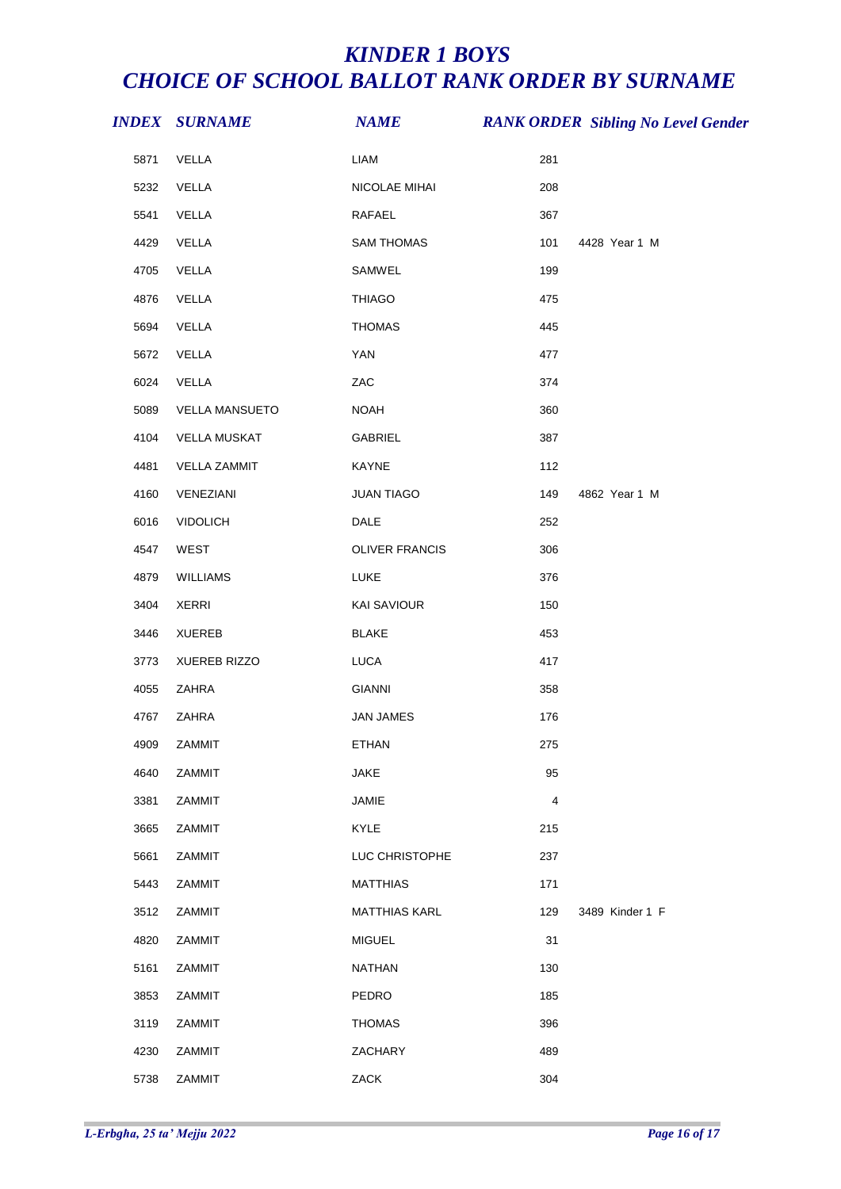# *KINDER 1 BOYS*
# *CHOICE OF SCHOOL BALLOT RANK ORDER BY SURNAME*

| *INDEX* | *SURNAME* | *NAME* | *RANK ORDER* | *Sibling No* | *Level* | *Gender* |
|---|---|---|---|---|---|---|
| 5871 | VELLA | LIAM | 281 | | | |
| 5232 | VELLA | NICOLAE MIHAI | 208 | | | |
| 5541 | VELLA | RAFAEL | 367 | | | |
| 4429 | VELLA | SAM THOMAS | 101 | 4428 | Year 1 | M |
| 4705 | VELLA | SAMWEL | 199 | | | |
| 4876 | VELLA | THIAGO | 475 | | | |
| 5694 | VELLA | THOMAS | 445 | | | |
| 5672 | VELLA | YAN | 477 | | | |
| 6024 | VELLA | ZAC | 374 | | | |
| 5089 | VELLA MANSUETO | NOAH | 360 | | | |
| 4104 | VELLA MUSKAT | GABRIEL | 387 | | | |
| 4481 | VELLA ZAMMIT | KAYNE | 112 | | | |
| 4160 | VENEZIANI | JUAN TIAGO | 149 | 4862 | Year 1 | M |
| 6016 | VIDOLICH | DALE | 252 | | | |
| 4547 | WEST | OLIVER FRANCIS | 306 | | | |
| 4879 | WILLIAMS | LUKE | 376 | | | |
| 3404 | XERRI | KAI SAVIOUR | 150 | | | |
| 3446 | XUEREB | BLAKE | 453 | | | |
| 3773 | XUEREB RIZZO | LUCA | 417 | | | |
| 4055 | ZAHRA | GIANNI | 358 | | | |
| 4767 | ZAHRA | JAN JAMES | 176 | | | |
| 4909 | ZAMMIT | ETHAN | 275 | | | |
| 4640 | ZAMMIT | JAKE | 95 | | | |
| 3381 | ZAMMIT | JAMIE | 4 | | | |
| 3665 | ZAMMIT | KYLE | 215 | | | |
| 5661 | ZAMMIT | LUC CHRISTOPHE | 237 | | | |
| 5443 | ZAMMIT | MATTHIAS | 171 | | | |
| 3512 | ZAMMIT | MATTHIAS KARL | 129 | 3489 | Kinder 1 | F |
| 4820 | ZAMMIT | MIGUEL | 31 | | | |
| 5161 | ZAMMIT | NATHAN | 130 | | | |
| 3853 | ZAMMIT | PEDRO | 185 | | | |
| 3119 | ZAMMIT | THOMAS | 396 | | | |
| 4230 | ZAMMIT | ZACHARY | 489 | | | |
| 5738 | ZAMMIT | ZACK | 304 | | | |

*L-Erbgħa, 25 ta' Mejju 2022*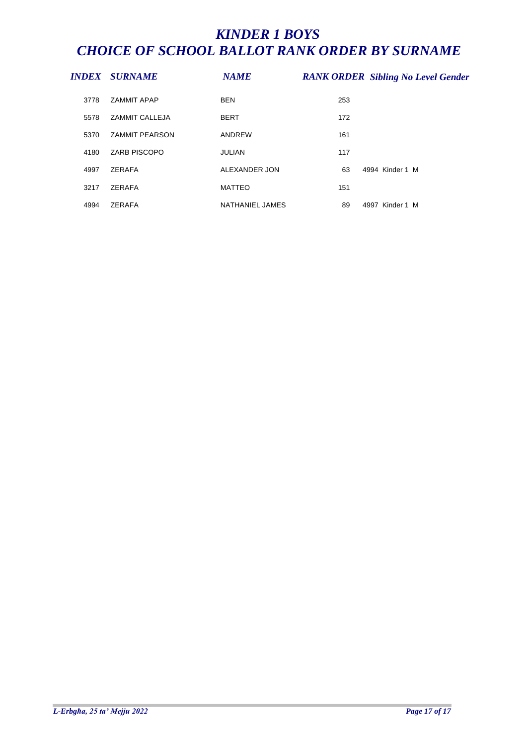# *KINDER 1 BOYS*
# *CHOICE OF SCHOOL BALLOT RANK ORDER BY SURNAME*

| *INDEX* | *SURNAME* | *NAME* | *RANK ORDER* | *Sibling No* | *Level* | *Gender* |
|---|---|---|---|---|---|---|
| 3778 | ZAMMIT APAP | BEN | 253 | | | |
| 5578 | ZAMMIT CALLEJA | BERT | 172 | | | |
| 5370 | ZAMMIT PEARSON | ANDREW | 161 | | | |
| 4180 | ZARB PISCOPO | JULIAN | 117 | | | |
| 4997 | ZERAFA | ALEXANDER JON | 63 | 4994 | Kinder 1 | M |
| 3217 | ZERAFA | MATTEO | 151 | | | |
| 4994 | ZERAFA | NATHANIEL JAMES | 89 | 4997 | Kinder 1 | M |

*L-Erbgħa, 25 ta' Mejju 2022*